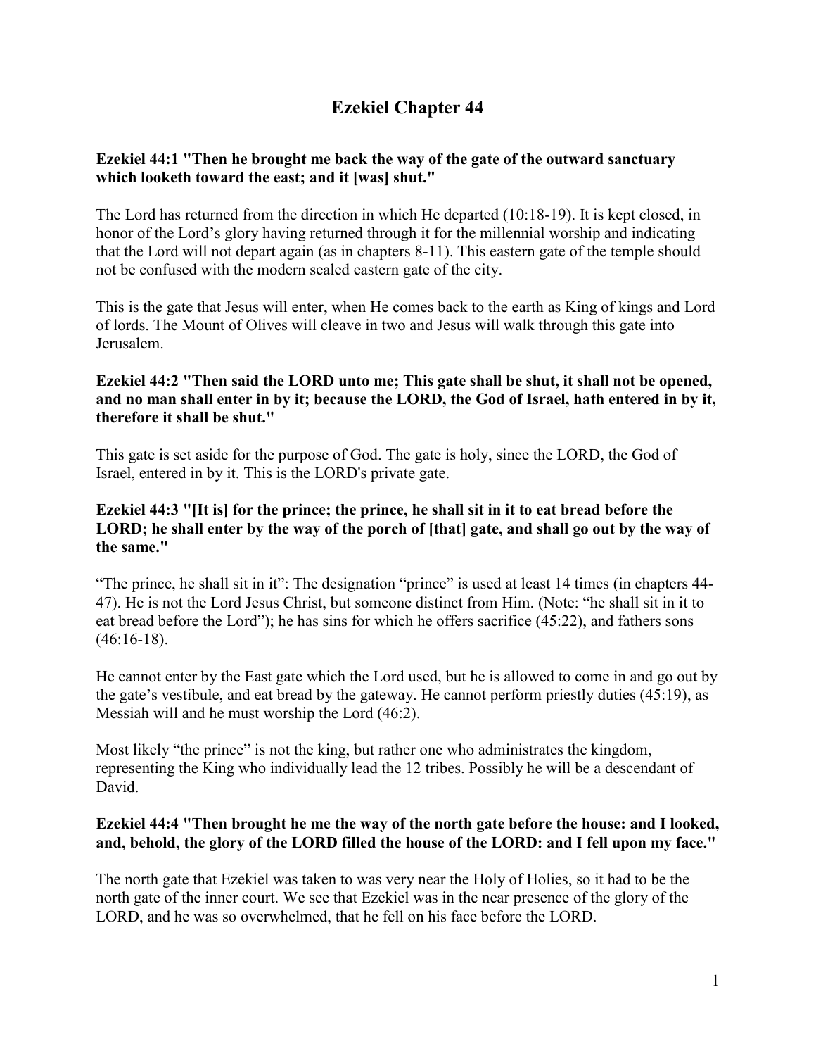# Ezekiel Chapter 44

**Ezekiel 44:1 "Then he brought me back the way of the gate of the outward sanctuary which looketh toward the east; and it [was] shut."**

The Lord has returned from the direction in which He departed (10:18-19). It is kept closed, in honor of the Lord's glory having returned through it for the millennial worship and indicating that the Lord will not depart again (as in chapters 8-11). This eastern gate of the temple should not be confused with the modern sealed eastern gate of the city.

This is the gate that Jesus will enter, when He comes back to the earth as King of kings and Lord of lords. The Mount of Olives will cleave in two and Jesus will walk through this gate into Jerusalem.

**Ezekiel 44:2 "Then said the LORD unto me; This gate shall be shut, it shall not be opened, and no man shall enter in by it; because the LORD, the God of Israel, hath entered in by it, therefore it shall be shut."**

This gate is set aside for the purpose of God. The gate is holy, since the LORD, the God of Israel, entered in by it. This is the LORD's private gate.

**Ezekiel 44:3 "[It is] for the prince; the prince, he shall sit in it to eat bread before the LORD; he shall enter by the way of the porch of [that] gate, and shall go out by the way of the same."**

"The prince, he shall sit in it": The designation "prince" is used at least 14 times (in chapters 44-47). He is not the Lord Jesus Christ, but someone distinct from Him. (Note: "he shall sit in it to eat bread before the Lord"); he has sins for which he offers sacrifice (45:22), and fathers sons (46:16-18).

He cannot enter by the East gate which the Lord used, but he is allowed to come in and go out by the gate's vestibule, and eat bread by the gateway. He cannot perform priestly duties (45:19), as Messiah will and he must worship the Lord (46:2).

Most likely "the prince" is not the king, but rather one who administrates the kingdom, representing the King who individually lead the 12 tribes. Possibly he will be a descendant of David.

**Ezekiel 44:4 "Then brought he me the way of the north gate before the house: and I looked, and, behold, the glory of the LORD filled the house of the LORD: and I fell upon my face."**

The north gate that Ezekiel was taken to was very near the Holy of Holies, so it had to be the north gate of the inner court. We see that Ezekiel was in the near presence of the glory of the LORD, and he was so overwhelmed, that he fell on his face before the LORD.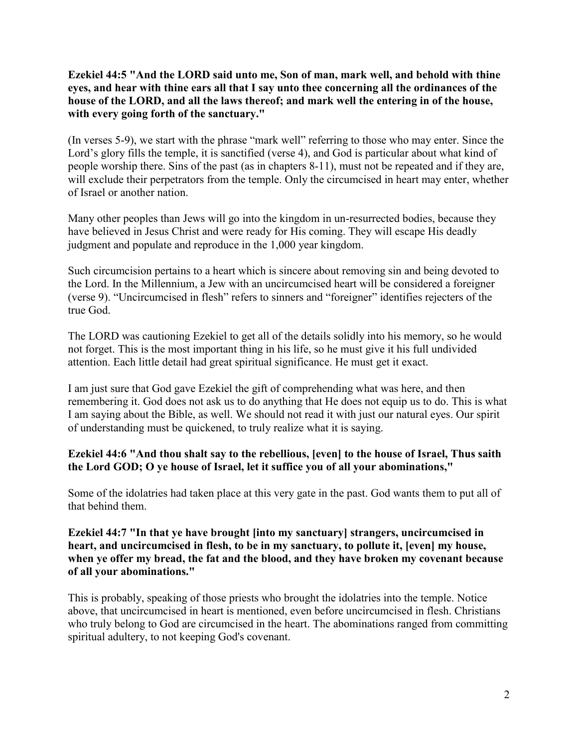**Ezekiel 44:5 "And the LORD said unto me, Son of man, mark well, and behold with thine eyes, and hear with thine ears all that I say unto thee concerning all the ordinances of the house of the LORD, and all the laws thereof; and mark well the entering in of the house, with every going forth of the sanctuary."**

(In verses 5-9), we start with the phrase "mark well" referring to those who may enter. Since the Lord's glory fills the temple, it is sanctified (verse 4), and God is particular about what kind of people worship there. Sins of the past (as in chapters 8-11), must not be repeated and if they are, will exclude their perpetrators from the temple. Only the circumcised in heart may enter, whether of Israel or another nation.

Many other peoples than Jews will go into the kingdom in un-resurrected bodies, because they have believed in Jesus Christ and were ready for His coming. They will escape His deadly judgment and populate and reproduce in the 1,000 year kingdom.

Such circumcision pertains to a heart which is sincere about removing sin and being devoted to the Lord. In the Millennium, a Jew with an uncircumcised heart will be considered a foreigner (verse 9). "Uncircumcised in flesh" refers to sinners and "foreigner" identifies rejecters of the true God.

The LORD was cautioning Ezekiel to get all of the details solidly into his memory, so he would not forget. This is the most important thing in his life, so he must give it his full undivided attention. Each little detail had great spiritual significance. He must get it exact.

I am just sure that God gave Ezekiel the gift of comprehending what was here, and then remembering it. God does not ask us to do anything that He does not equip us to do. This is what I am saying about the Bible, as well. We should not read it with just our natural eyes. Our spirit of understanding must be quickened, to truly realize what it is saying.

**Ezekiel 44:6 "And thou shalt say to the rebellious, [even] to the house of Israel, Thus saith the Lord GOD; O ye house of Israel, let it suffice you of all your abominations,"**

Some of the idolatries had taken place at this very gate in the past. God wants them to put all of that behind them.

**Ezekiel 44:7 "In that ye have brought [into my sanctuary] strangers, uncircumcised in heart, and uncircumcised in flesh, to be in my sanctuary, to pollute it, [even] my house, when ye offer my bread, the fat and the blood, and they have broken my covenant because of all your abominations."**

This is probably, speaking of those priests who brought the idolatries into the temple. Notice above, that uncircumcised in heart is mentioned, even before uncircumcised in flesh. Christians who truly belong to God are circumcised in the heart. The abominations ranged from committing spiritual adultery, to not keeping God's covenant.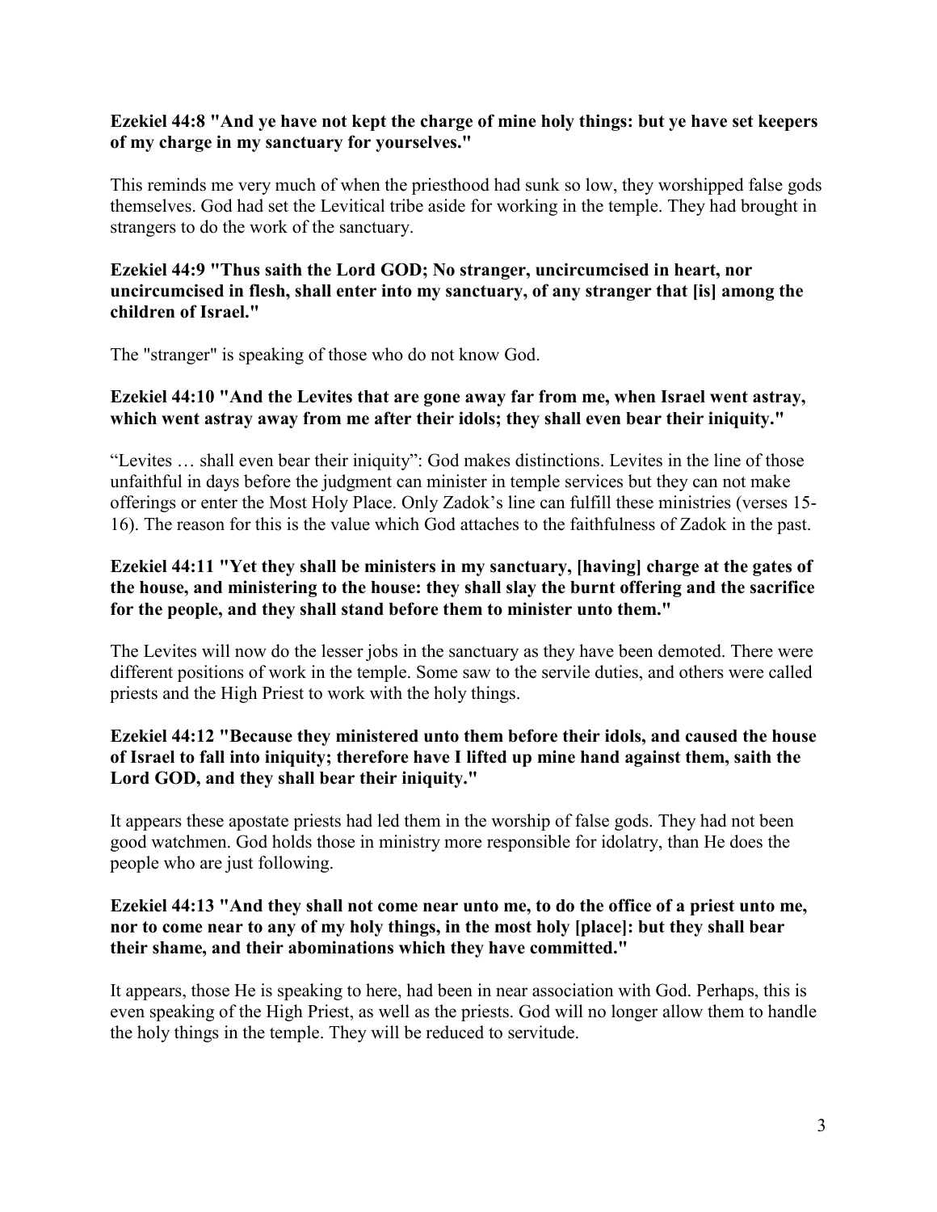**Ezekiel 44:8 "And ye have not kept the charge of mine holy things: but ye have set keepers of my charge in my sanctuary for yourselves."**

This reminds me very much of when the priesthood had sunk so low, they worshipped false gods themselves. God had set the Levitical tribe aside for working in the temple. They had brought in strangers to do the work of the sanctuary.

**Ezekiel 44:9 "Thus saith the Lord GOD; No stranger, uncircumcised in heart, nor uncircumcised in flesh, shall enter into my sanctuary, of any stranger that [is] among the children of Israel."**

The "stranger" is speaking of those who do not know God.

**Ezekiel 44:10 "And the Levites that are gone away far from me, when Israel went astray, which went astray away from me after their idols; they shall even bear their iniquity."**

"Levites … shall even bear their iniquity": God makes distinctions. Levites in the line of those unfaithful in days before the judgment can minister in temple services but they can not make offerings or enter the Most Holy Place. Only Zadok's line can fulfill these ministries (verses 15-16). The reason for this is the value which God attaches to the faithfulness of Zadok in the past.

**Ezekiel 44:11 "Yet they shall be ministers in my sanctuary, [having] charge at the gates of the house, and ministering to the house: they shall slay the burnt offering and the sacrifice for the people, and they shall stand before them to minister unto them."**

The Levites will now do the lesser jobs in the sanctuary as they have been demoted. There were different positions of work in the temple. Some saw to the servile duties, and others were called priests and the High Priest to work with the holy things.

**Ezekiel 44:12 "Because they ministered unto them before their idols, and caused the house of Israel to fall into iniquity; therefore have I lifted up mine hand against them, saith the Lord GOD, and they shall bear their iniquity."**

It appears these apostate priests had led them in the worship of false gods. They had not been good watchmen. God holds those in ministry more responsible for idolatry, than He does the people who are just following.

**Ezekiel 44:13 "And they shall not come near unto me, to do the office of a priest unto me, nor to come near to any of my holy things, in the most holy [place]: but they shall bear their shame, and their abominations which they have committed."**

It appears, those He is speaking to here, had been in near association with God. Perhaps, this is even speaking of the High Priest, as well as the priests. God will no longer allow them to handle the holy things in the temple. They will be reduced to servitude.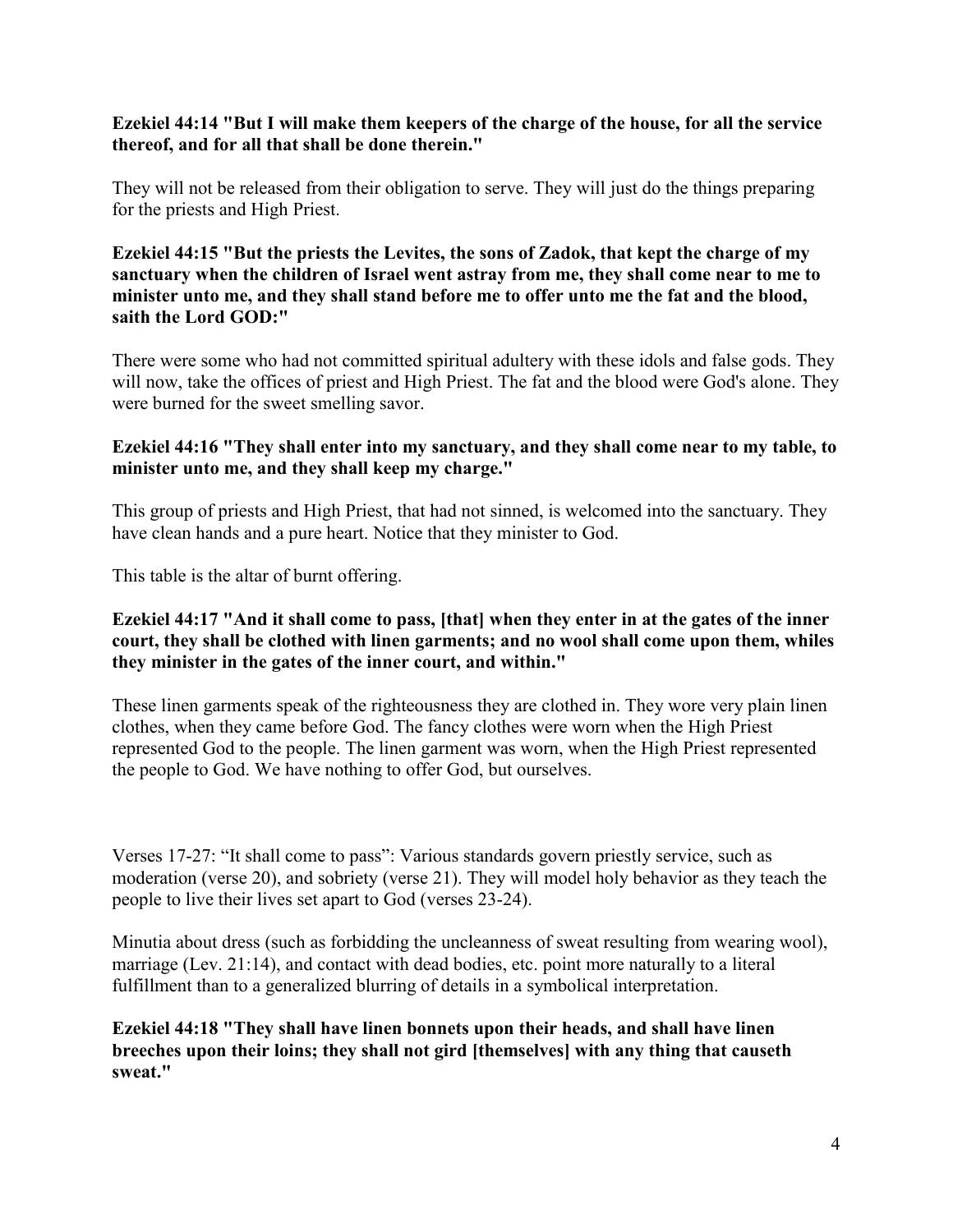**Ezekiel 44:14 "But I will make them keepers of the charge of the house, for all the service thereof, and for all that shall be done therein."**

They will not be released from their obligation to serve. They will just do the things preparing for the priests and High Priest.

**Ezekiel 44:15 "But the priests the Levites, the sons of Zadok, that kept the charge of my sanctuary when the children of Israel went astray from me, they shall come near to me to minister unto me, and they shall stand before me to offer unto me the fat and the blood, saith the Lord GOD:"**

There were some who had not committed spiritual adultery with these idols and false gods. They will now, take the offices of priest and High Priest. The fat and the blood were God's alone. They were burned for the sweet smelling savor.

**Ezekiel 44:16 "They shall enter into my sanctuary, and they shall come near to my table, to minister unto me, and they shall keep my charge."**

This group of priests and High Priest, that had not sinned, is welcomed into the sanctuary. They have clean hands and a pure heart. Notice that they minister to God.

This table is the altar of burnt offering.

**Ezekiel 44:17 "And it shall come to pass, [that] when they enter in at the gates of the inner court, they shall be clothed with linen garments; and no wool shall come upon them, whiles they minister in the gates of the inner court, and within."**

These linen garments speak of the righteousness they are clothed in. They wore very plain linen clothes, when they came before God. The fancy clothes were worn when the High Priest represented God to the people. The linen garment was worn, when the High Priest represented the people to God. We have nothing to offer God, but ourselves.

Verses 17-27: "It shall come to pass": Various standards govern priestly service, such as moderation (verse 20), and sobriety (verse 21). They will model holy behavior as they teach the people to live their lives set apart to God (verses 23-24).

Minutia about dress (such as forbidding the uncleanness of sweat resulting from wearing wool), marriage (Lev. 21:14), and contact with dead bodies, etc. point more naturally to a literal fulfillment than to a generalized blurring of details in a symbolical interpretation.

**Ezekiel 44:18 "They shall have linen bonnets upon their heads, and shall have linen breeches upon their loins; they shall not gird [themselves] with any thing that causeth sweat."**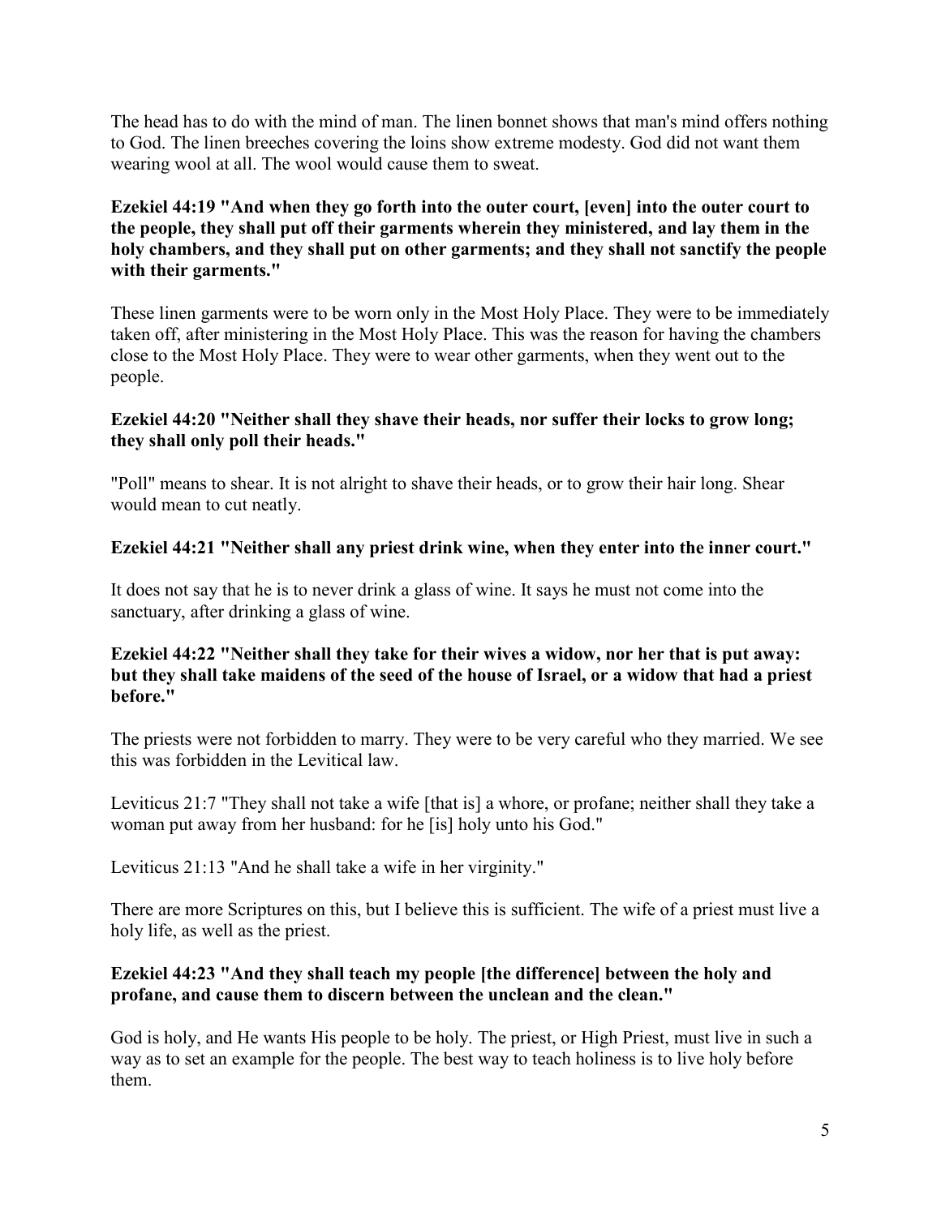The head has to do with the mind of man. The linen bonnet shows that man's mind offers nothing to God. The linen breeches covering the loins show extreme modesty. God did not want them wearing wool at all. The wool would cause them to sweat.

**Ezekiel 44:19 "And when they go forth into the outer court, [even] into the outer court to the people, they shall put off their garments wherein they ministered, and lay them in the holy chambers, and they shall put on other garments; and they shall not sanctify the people with their garments."**

These linen garments were to be worn only in the Most Holy Place. They were to be immediately taken off, after ministering in the Most Holy Place. This was the reason for having the chambers close to the Most Holy Place. They were to wear other garments, when they went out to the people.

**Ezekiel 44:20 "Neither shall they shave their heads, nor suffer their locks to grow long; they shall only poll their heads."**

"Poll" means to shear. It is not alright to shave their heads, or to grow their hair long. Shear would mean to cut neatly.

**Ezekiel 44:21 "Neither shall any priest drink wine, when they enter into the inner court."**

It does not say that he is to never drink a glass of wine. It says he must not come into the sanctuary, after drinking a glass of wine.

**Ezekiel 44:22 "Neither shall they take for their wives a widow, nor her that is put away: but they shall take maidens of the seed of the house of Israel, or a widow that had a priest before."**

The priests were not forbidden to marry. They were to be very careful who they married. We see this was forbidden in the Levitical law.

Leviticus 21:7 "They shall not take a wife [that is] a whore, or profane; neither shall they take a woman put away from her husband: for he [is] holy unto his God."

Leviticus 21:13 "And he shall take a wife in her virginity."

There are more Scriptures on this, but I believe this is sufficient. The wife of a priest must live a holy life, as well as the priest.

**Ezekiel 44:23 "And they shall teach my people [the difference] between the holy and profane, and cause them to discern between the unclean and the clean."**

God is holy, and He wants His people to be holy. The priest, or High Priest, must live in such a way as to set an example for the people. The best way to teach holiness is to live holy before them.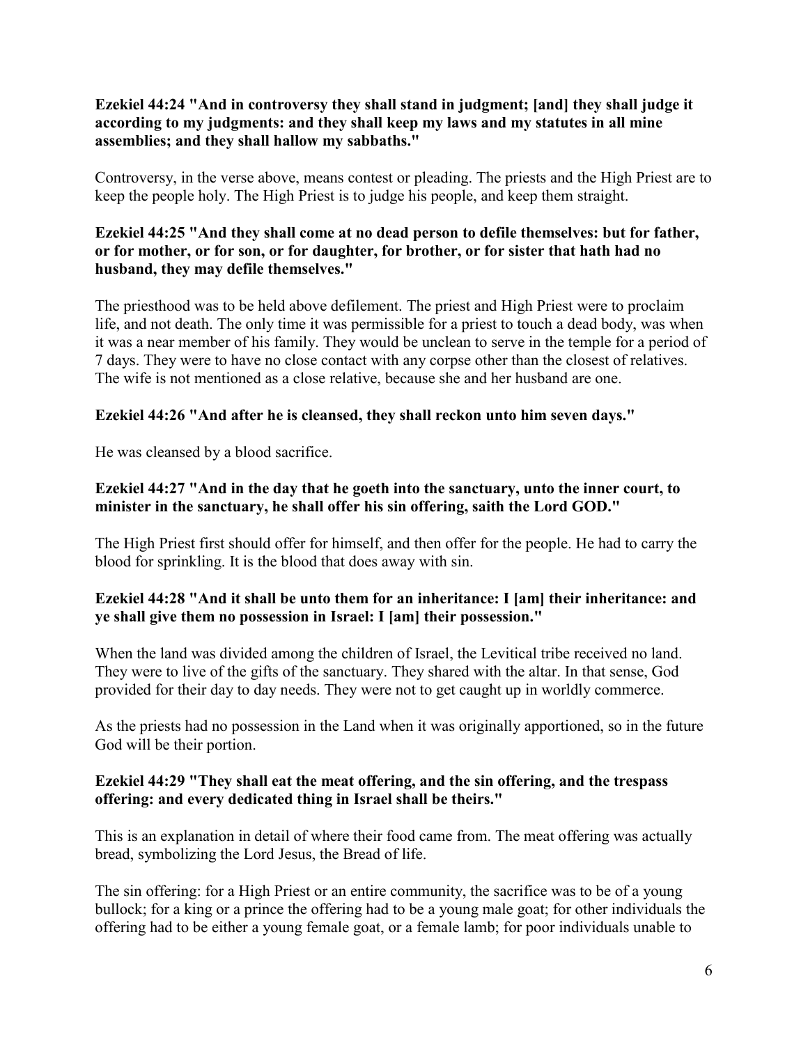**Ezekiel 44:24 "And in controversy they shall stand in judgment; [and] they shall judge it according to my judgments: and they shall keep my laws and my statutes in all mine assemblies; and they shall hallow my sabbaths."**

Controversy, in the verse above, means contest or pleading. The priests and the High Priest are to keep the people holy. The High Priest is to judge his people, and keep them straight.

**Ezekiel 44:25 "And they shall come at no dead person to defile themselves: but for father, or for mother, or for son, or for daughter, for brother, or for sister that hath had no husband, they may defile themselves."**

The priesthood was to be held above defilement. The priest and High Priest were to proclaim life, and not death. The only time it was permissible for a priest to touch a dead body, was when it was a near member of his family. They would be unclean to serve in the temple for a period of 7 days. They were to have no close contact with any corpse other than the closest of relatives. The wife is not mentioned as a close relative, because she and her husband are one.

**Ezekiel 44:26 "And after he is cleansed, they shall reckon unto him seven days."**

He was cleansed by a blood sacrifice.

**Ezekiel 44:27 "And in the day that he goeth into the sanctuary, unto the inner court, to minister in the sanctuary, he shall offer his sin offering, saith the Lord GOD."**

The High Priest first should offer for himself, and then offer for the people. He had to carry the blood for sprinkling. It is the blood that does away with sin.

**Ezekiel 44:28 "And it shall be unto them for an inheritance: I [am] their inheritance: and ye shall give them no possession in Israel: I [am] their possession."**

When the land was divided among the children of Israel, the Levitical tribe received no land. They were to live of the gifts of the sanctuary. They shared with the altar. In that sense, God provided for their day to day needs. They were not to get caught up in worldly commerce.

As the priests had no possession in the Land when it was originally apportioned, so in the future God will be their portion.

**Ezekiel 44:29 "They shall eat the meat offering, and the sin offering, and the trespass offering: and every dedicated thing in Israel shall be theirs."**

This is an explanation in detail of where their food came from. The meat offering was actually bread, symbolizing the Lord Jesus, the Bread of life.

The sin offering: for a High Priest or an entire community, the sacrifice was to be of a young bullock; for a king or a prince the offering had to be a young male goat; for other individuals the offering had to be either a young female goat, or a female lamb; for poor individuals unable to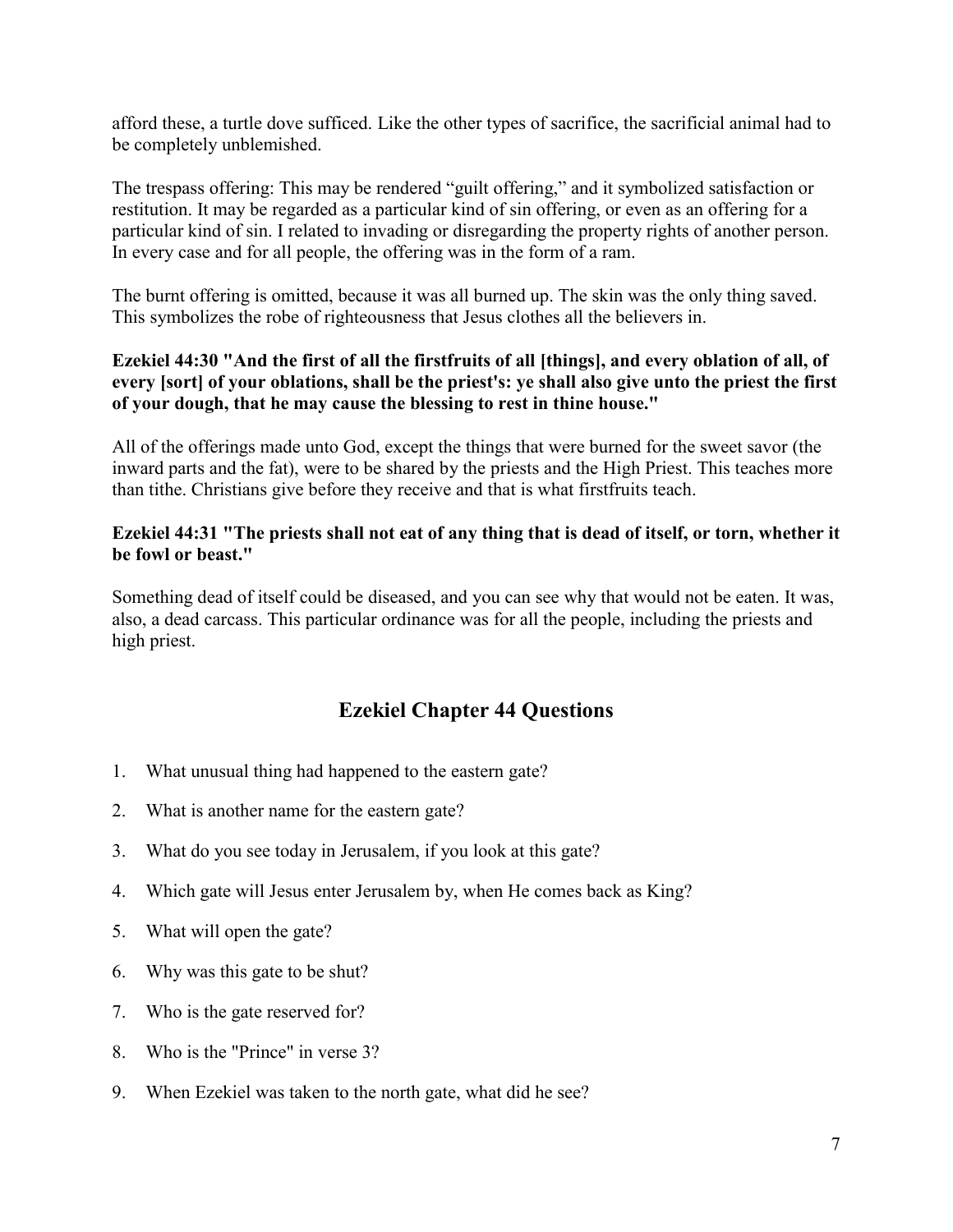afford these, a turtle dove sufficed. Like the other types of sacrifice, the sacrificial animal had to be completely unblemished.

The trespass offering: This may be rendered "guilt offering," and it symbolized satisfaction or restitution. It may be regarded as a particular kind of sin offering, or even as an offering for a particular kind of sin. I related to invading or disregarding the property rights of another person. In every case and for all people, the offering was in the form of a ram.

The burnt offering is omitted, because it was all burned up. The skin was the only thing saved. This symbolizes the robe of righteousness that Jesus clothes all the believers in.

**Ezekiel 44:30 "And the first of all the firstfruits of all [things], and every oblation of all, of every [sort] of your oblations, shall be the priest's: ye shall also give unto the priest the first of your dough, that he may cause the blessing to rest in thine house."**

All of the offerings made unto God, except the things that were burned for the sweet savor (the inward parts and the fat), were to be shared by the priests and the High Priest. This teaches more than tithe. Christians give before they receive and that is what firstfruits teach.

**Ezekiel 44:31 "The priests shall not eat of any thing that is dead of itself, or torn, whether it be fowl or beast."**

Something dead of itself could be diseased, and you can see why that would not be eaten. It was, also, a dead carcass. This particular ordinance was for all the people, including the priests and high priest.

## Ezekiel Chapter 44 Questions

1. What unusual thing had happened to the eastern gate?
2. What is another name for the eastern gate?
3. What do you see today in Jerusalem, if you look at this gate?
4. Which gate will Jesus enter Jerusalem by, when He comes back as King?
5. What will open the gate?
6. Why was this gate to be shut?
7. Who is the gate reserved for?
8. Who is the "Prince" in verse 3?
9. When Ezekiel was taken to the north gate, what did he see?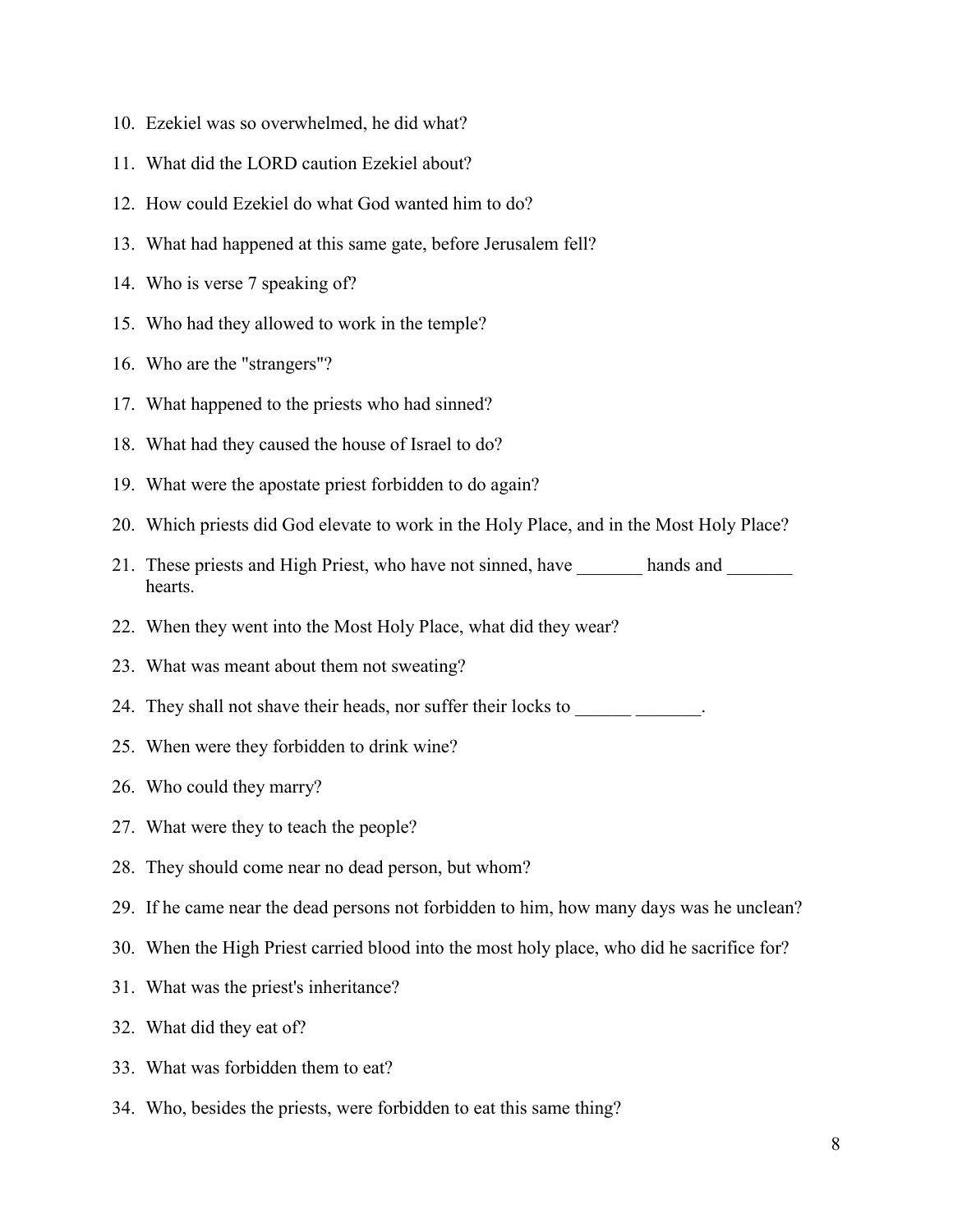10. Ezekiel was so overwhelmed, he did what?
11. What did the LORD caution Ezekiel about?
12. How could Ezekiel do what God wanted him to do?
13. What had happened at this same gate, before Jerusalem fell?
14. Who is verse 7 speaking of?
15. Who had they allowed to work in the temple?
16. Who are the "strangers"?
17. What happened to the priests who had sinned?
18. What had they caused the house of Israel to do?
19. What were the apostate priest forbidden to do again?
20. Which priests did God elevate to work in the Holy Place, and in the Most Holy Place?
21. These priests and High Priest, who have not sinned, have _______ hands and _______ hearts.
22. When they went into the Most Holy Place, what did they wear?
23. What was meant about them not sweating?
24. They shall not shave their heads, nor suffer their locks to ______ _______.
25. When were they forbidden to drink wine?
26. Who could they marry?
27. What were they to teach the people?
28. They should come near no dead person, but whom?
29. If he came near the dead persons not forbidden to him, how many days was he unclean?
30. When the High Priest carried blood into the most holy place, who did he sacrifice for?
31. What was the priest's inheritance?
32. What did they eat of?
33. What was forbidden them to eat?
34. Who, besides the priests, were forbidden to eat this same thing?